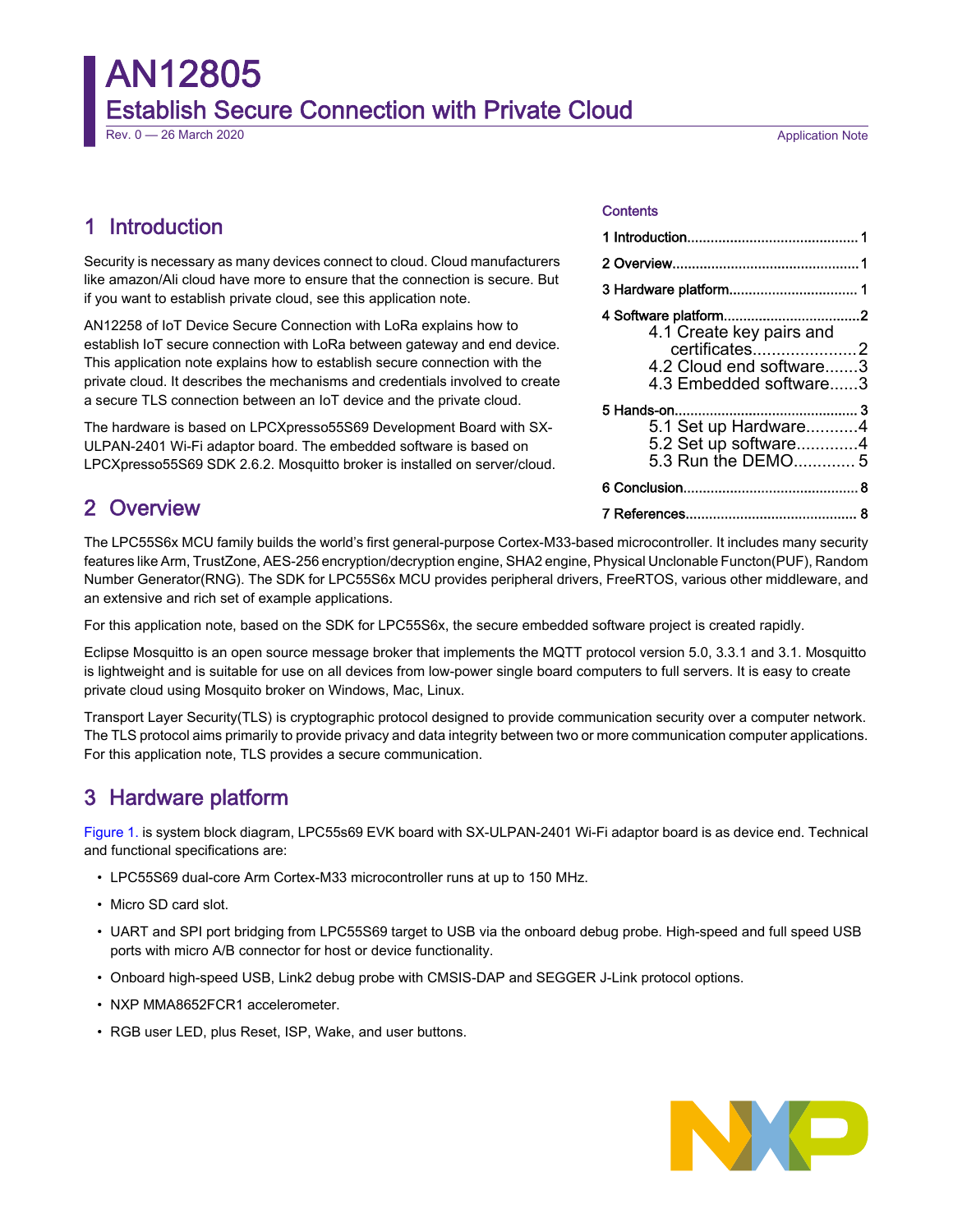# AN12805

## Establish Secure Connection with Private Cloud

Rev. 0 — 26 March 2020

Application Note

**Contents**

- 1 Introduction.......1
- 2 Overview.......1
- 3 Hardware platform.......1
- 4 Software platform.......2
  - 4.1 Create key pairs and certificates.......2
  - 4.2 Cloud end software.......3
  - 4.3 Embedded software.......3
- 5 Hands-on.......3
  - 5.1 Set up Hardware.......4
  - 5.2 Set up software.......4
  - 5.3 Run the DEMO.......5
- 6 Conclusion.......8
- 7 References.......8

## 1 Introduction

Security is necessary as many devices connect to cloud. Cloud manufacturers like amazon/Ali cloud have more to ensure that the connection is secure. But if you want to establish private cloud, see this application note.

AN12258 of IoT Device Secure Connection with LoRa explains how to establish IoT secure connection with LoRa between gateway and end device. This application note explains how to establish secure connection with the private cloud. It describes the mechanisms and credentials involved to create a secure TLS connection between an IoT device and the private cloud.

The hardware is based on LPCXpresso55S69 Development Board with SX-ULPAN-2401 Wi-Fi adaptor board. The embedded software is based on LPCXpresso55S69 SDK 2.6.2. Mosquitto broker is installed on server/cloud.

## 2 Overview

The LPC55S6x MCU family builds the world's first general-purpose Cortex-M33-based microcontroller. It includes many security features like Arm, TrustZone, AES-256 encryption/decryption engine, SHA2 engine, Physical Unclonable Functon(PUF), Random Number Generator(RNG). The SDK for LPC55S6x MCU provides peripheral drivers, FreeRTOS, various other middleware, and an extensive and rich set of example applications.

For this application note, based on the SDK for LPC55S6x, the secure embedded software project is created rapidly.

Eclipse Mosquitto is an open source message broker that implements the MQTT protocol version 5.0, 3.3.1 and 3.1. Mosquitto is lightweight and is suitable for use on all devices from low-power single board computers to full servers. It is easy to create private cloud using Mosquito broker on Windows, Mac, Linux.

Transport Layer Security(TLS) is cryptographic protocol designed to provide communication security over a computer network. The TLS protocol aims primarily to provide privacy and data integrity between two or more communication computer applications. For this application note, TLS provides a secure communication.

## 3 Hardware platform

Figure 1. is system block diagram, LPC55s69 EVK board with SX-ULPAN-2401 Wi-Fi adaptor board is as device end. Technical and functional specifications are:

- LPC55S69 dual-core Arm Cortex-M33 microcontroller runs at up to 150 MHz.
- Micro SD card slot.
- UART and SPI port bridging from LPC55S69 target to USB via the onboard debug probe. High-speed and full speed USB ports with micro A/B connector for host or device functionality.
- Onboard high-speed USB, Link2 debug probe with CMSIS-DAP and SEGGER J-Link protocol options.
- NXP MMA8652FCR1 accelerometer.
- RGB user LED, plus Reset, ISP, Wake, and user buttons.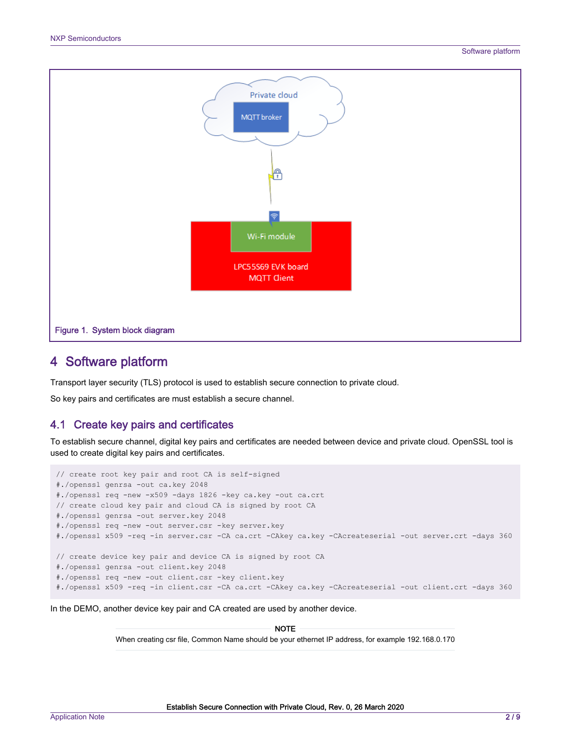Figure 1. System block diagram

# 4 Software platform

Transport layer security (TLS) protocol is used to establish secure connection to private cloud.

So key pairs and certificates are must establish a secure channel.

## 4.1 Create key pairs and certificates

To establish secure channel, digital key pairs and certificates are needed between device and private cloud. OpenSSL tool is used to create digital key pairs and certificates.

```
// create root key pair and root CA is self-signed
#./openssl genrsa -out ca.key 2048
#./openssl req -new -x509 -days 1826 -key ca.key -out ca.crt
// create cloud key pair and cloud CA is signed by root CA
#./openssl genrsa -out server.key 2048
#./openssl req -new -out server.csr -key server.key
#./openssl x509 -req -in server.csr -CA ca.crt -CAkey ca.key -CAcreateserial -out server.crt -days 360

// create device key pair and device CA is signed by root CA
#./openssl genrsa -out client.key 2048
#./openssl req -new -out client.csr -key client.key
#./openssl x509 -req -in client.csr -CA ca.crt -CAkey ca.key -CAcreateserial -out client.crt -days 360
```

In the DEMO, another device key pair and CA created are used by another device.

**NOTE**

When creating csr file, Common Name should be your ethernet IP address, for example 192.168.0.170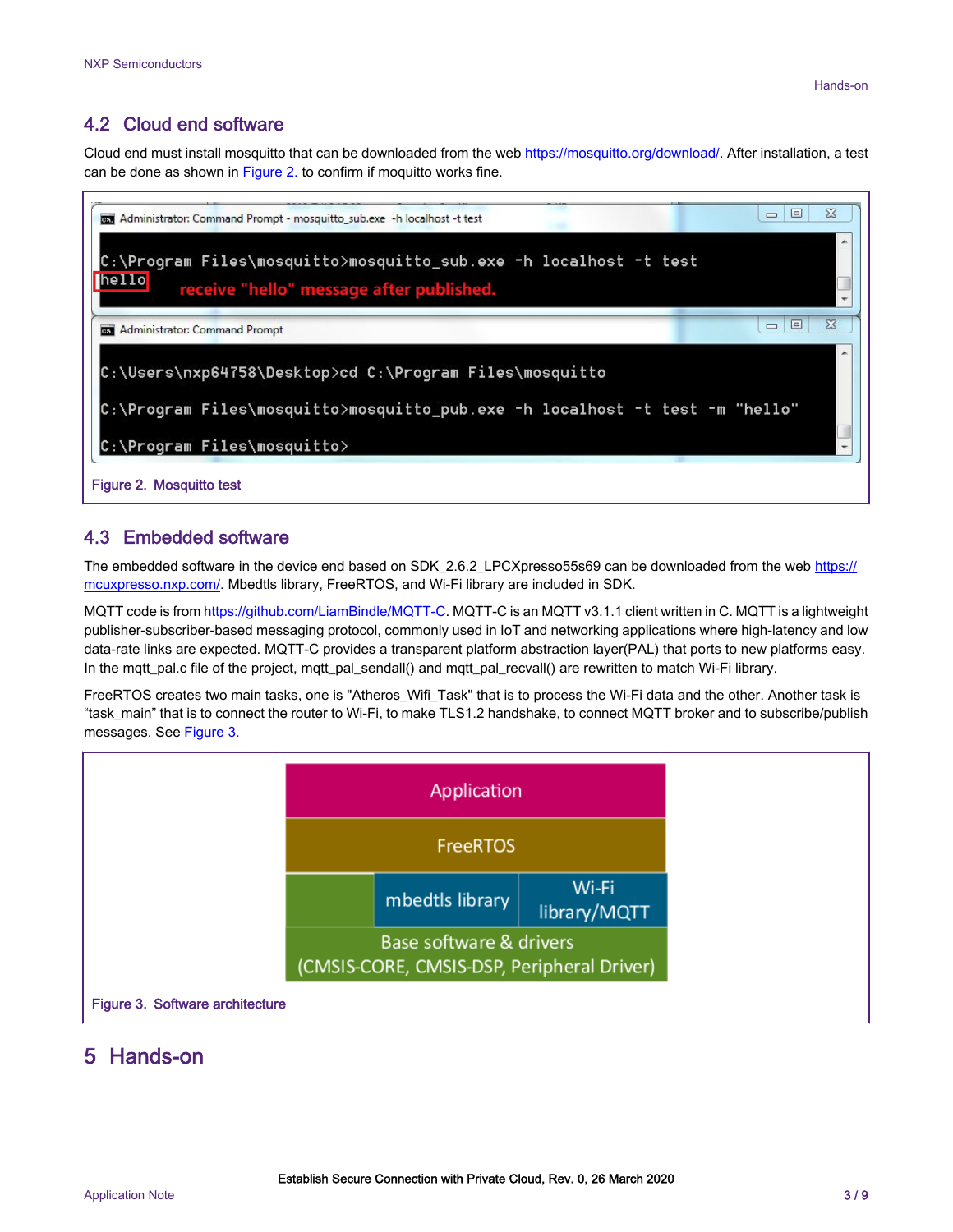## 4.2 Cloud end software

Cloud end must install mosquitto that can be downloaded from the web https://mosquitto.org/download/. After installation, a test can be done as shown in Figure 2. to confirm if moquitto works fine.

```
C:\Program Files\mosquitto>mosquitto_sub.exe -h localhost -t test
hello
```

receive "hello" message after published.

```
C:\Users\nxp64758\Desktop>cd C:\Program Files\mosquitto

C:\Program Files\mosquitto>mosquitto_pub.exe -h localhost -t test -m "hello"

C:\Program Files\mosquitto>
```

Figure 2. Mosquitto test

## 4.3 Embedded software

The embedded software in the device end based on SDK_2.6.2_LPCXpresso55s69 can be downloaded from the web https://mcuxpresso.nxp.com/. Mbedtls library, FreeRTOS, and Wi-Fi library are included in SDK.

MQTT code is from https://github.com/LiamBindle/MQTT-C. MQTT-C is an MQTT v3.1.1 client written in C. MQTT is a lightweight publisher-subscriber-based messaging protocol, commonly used in IoT and networking applications where high-latency and low data-rate links are expected. MQTT-C provides a transparent platform abstraction layer(PAL) that ports to new platforms easy. In the mqtt_pal.c file of the project, mqtt_pal_sendall() and mqtt_pal_recvall() are rewritten to match Wi-Fi library.

FreeRTOS creates two main tasks, one is "Atheros_Wifi_Task" that is to process the Wi-Fi data and the other. Another task is "task_main" that is to connect the router to Wi-Fi, to make TLS1.2 handshake, to connect MQTT broker and to subscribe/publish messages. See Figure 3.

| Application | | |
|---|---|---|
| FreeRTOS | | |
| | mbedtls library | Wi-Fi library/MQTT |
| Base software & drivers (CMSIS-CORE, CMSIS-DSP, Peripheral Driver) | | |

Figure 3. Software architecture

# 5 Hands-on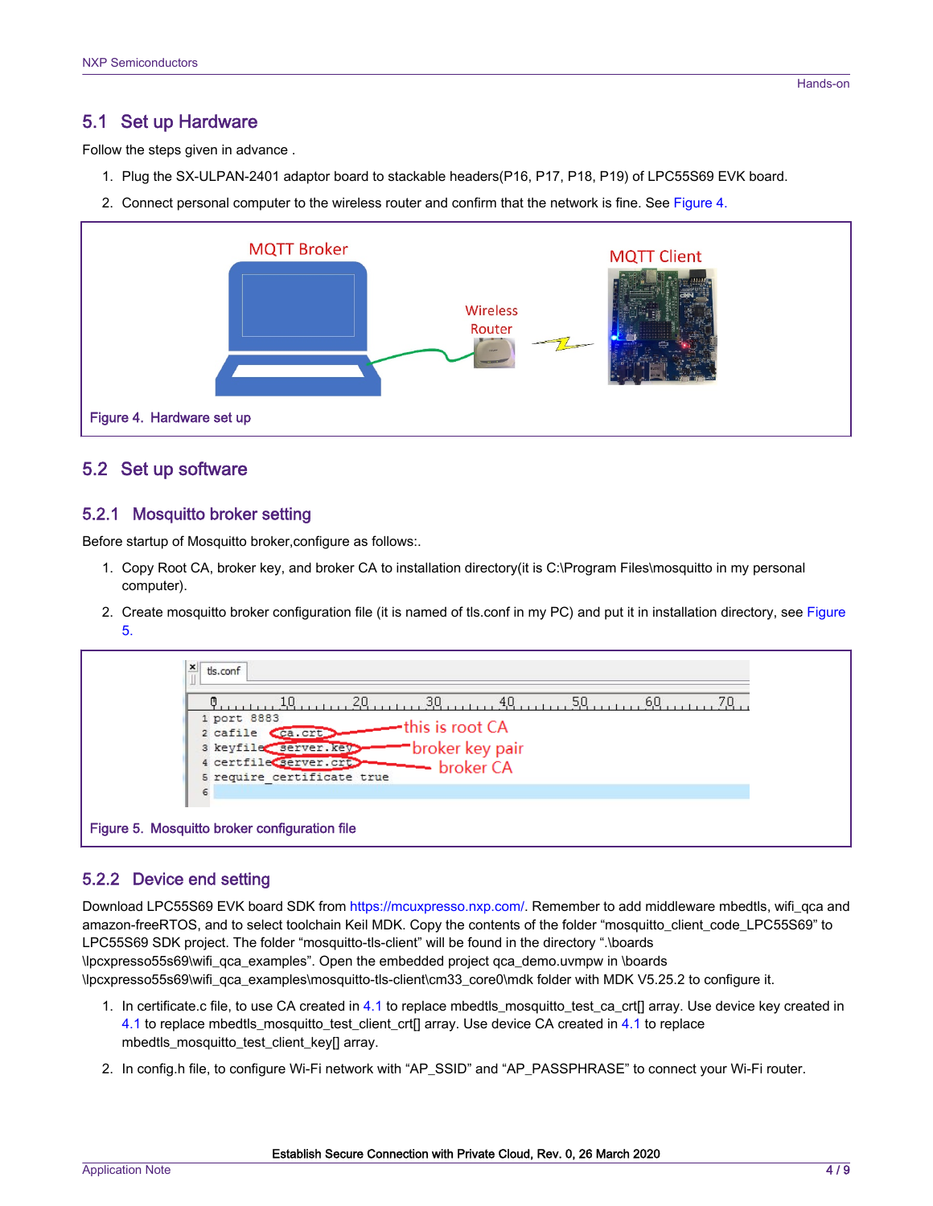## 5.1 Set up Hardware

Follow the steps given in advance .

1. Plug the SX-ULPAN-2401 adaptor board to stackable headers(P16, P17, P18, P19) of LPC55S69 EVK board.
2. Connect personal computer to the wireless router and confirm that the network is fine. See Figure 4.

Figure 4. Hardware set up

## 5.2 Set up software

### 5.2.1 Mosquitto broker setting

Before startup of Mosquitto broker,configure as follows:.

1. Copy Root CA, broker key, and broker CA to installation directory(it is C:\Program Files\mosquitto in my personal computer).
2. Create mosquitto broker configuration file (it is named of tls.conf in my PC) and put it in installation directory, see Figure 5.

```
port 8883
cafile ca.crt
keyfile server.key
certfile server.crt
require_certificate true
```

Figure 5. Mosquitto broker configuration file

### 5.2.2 Device end setting

Download LPC55S69 EVK board SDK from https://mcuxpresso.nxp.com/. Remember to add middleware mbedtls, wifi_qca and amazon-freeRTOS, and to select toolchain Keil MDK. Copy the contents of the folder "mosquitto_client_code_LPC55S69" to LPC55S69 SDK project. The folder "mosquitto-tls-client" will be found in the directory ".\boards \lpcxpresso55s69\wifi_qca_examples". Open the embedded project qca_demo.uvmpw in \boards \lpcxpresso55s69\wifi_qca_examples\mosquitto-tls-client\cm33_core0\mdk folder with MDK V5.25.2 to configure it.

1. In certificate.c file, to use CA created in 4.1 to replace mbedtls_mosquitto_test_ca_crt[] array. Use device key created in 4.1 to replace mbedtls_mosquitto_test_client_crt[] array. Use device CA created in 4.1 to replace mbedtls_mosquitto_test_client_key[] array.
2. In config.h file, to configure Wi-Fi network with "AP_SSID" and "AP_PASSPHRASE" to connect your Wi-Fi router.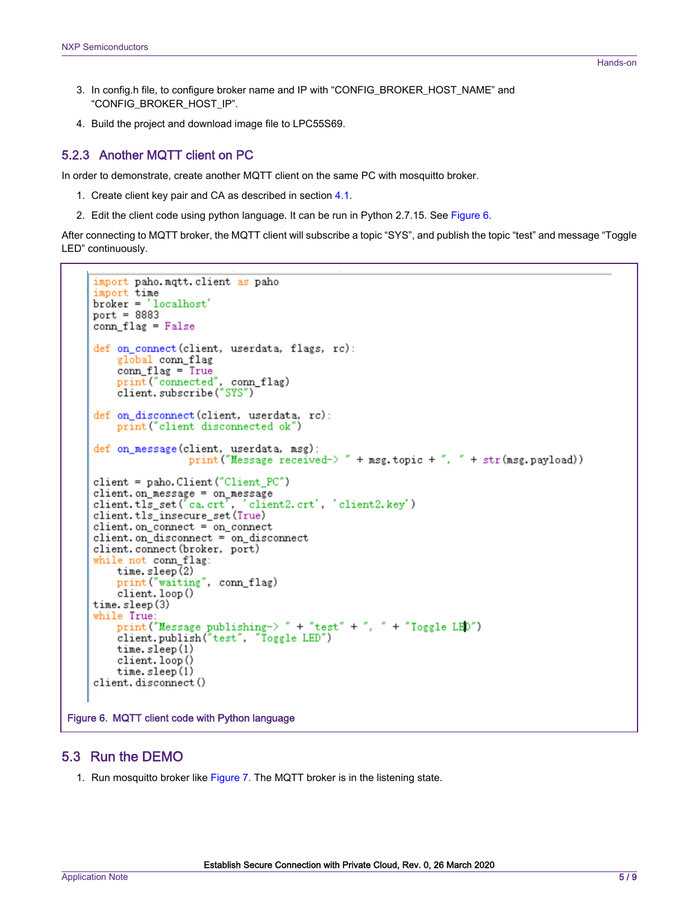3. In config.h file, to configure broker name and IP with “CONFIG_BROKER_HOST_NAME” and “CONFIG_BROKER_HOST_IP”.
4. Build the project and download image file to LPC55S69.

### 5.2.3 Another MQTT client on PC

In order to demonstrate, create another MQTT client on the same PC with mosquitto broker.

1. Create client key pair and CA as described in section 4.1.
2. Edit the client code using python language. It can be run in Python 2.7.15. See Figure 6.

After connecting to MQTT broker, the MQTT client will subscribe a topic “SYS”, and publish the topic “test” and message “Toggle LED” continuously.

```python
import paho.mqtt.client as paho
import time
broker = 'localhost'
port = 8883
conn_flag = False

def on_connect(client, userdata, flags, rc):
    global conn_flag
    conn_flag = True
    print("connected", conn_flag)
    client.subscribe("SYS")

def on_disconnect(client, userdata, rc):
    print("client disconnected ok")

def on_message(client, userdata, msg):
                print("Message received-> " + msg.topic + ", " + str(msg.payload))

client = paho.Client("Client_PC")
client.on_message = on_message
client.tls_set('ca.crt', 'client2.crt', 'client2.key')
client.tls_insecure_set(True)
client.on_connect = on_connect
client.on_disconnect = on_disconnect
client.connect(broker, port)
while not conn_flag:
    time.sleep(2)
    print("waiting", conn_flag)
    client.loop()
time.sleep(3)
while True:
    print("Message publishing-> " + "test" + ", " + "Toggle LED")
    client.publish("test", "Toggle LED")
    time.sleep(1)
    client.loop()
    time.sleep(1)
client.disconnect()
```

Figure 6. MQTT client code with Python language

## 5.3 Run the DEMO

1. Run mosquitto broker like Figure 7. The MQTT broker is in the listening state.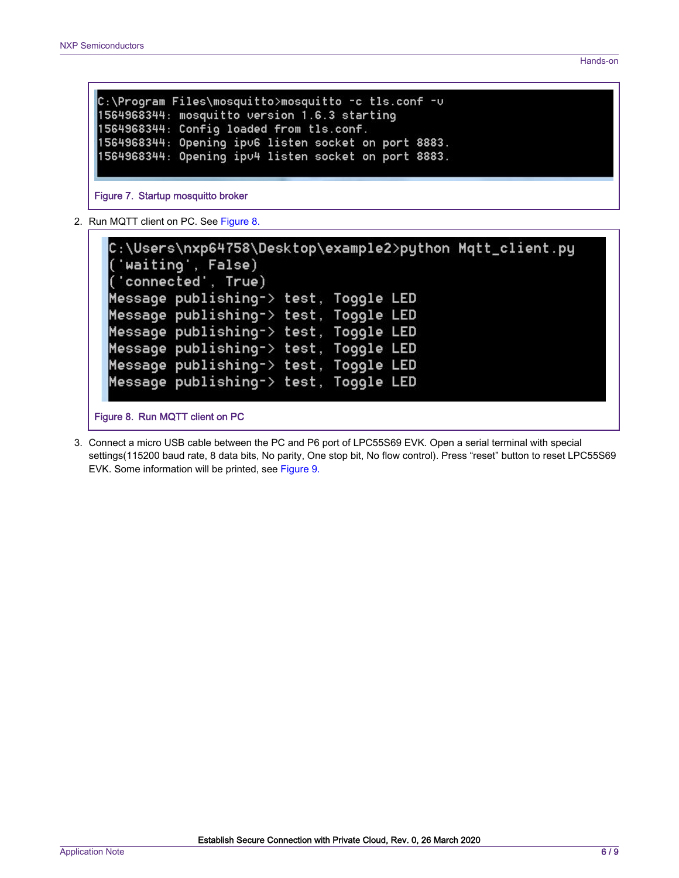```
C:\Program Files\mosquitto>mosquitto -c tls.conf -v
1564968344: mosquitto version 1.6.3 starting
1564968344: Config loaded from tls.conf.
1564968344: Opening ipv6 listen socket on port 8883.
1564968344: Opening ipv4 listen socket on port 8883.
```

Figure 7. Startup mosquitto broker

2. Run MQTT client on PC. See Figure 8.

```
C:\Users\nxp64758\Desktop\example2>python Mqtt_client.py
('waiting', False)
('connected', True)
Message publishing-> test, Toggle LED
Message publishing-> test, Toggle LED
Message publishing-> test, Toggle LED
Message publishing-> test, Toggle LED
Message publishing-> test, Toggle LED
Message publishing-> test, Toggle LED
```

Figure 8. Run MQTT client on PC

3. Connect a micro USB cable between the PC and P6 port of LPC55S69 EVK. Open a serial terminal with special settings(115200 baud rate, 8 data bits, No parity, One stop bit, No flow control). Press "reset" button to reset LPC55S69 EVK. Some information will be printed, see Figure 9.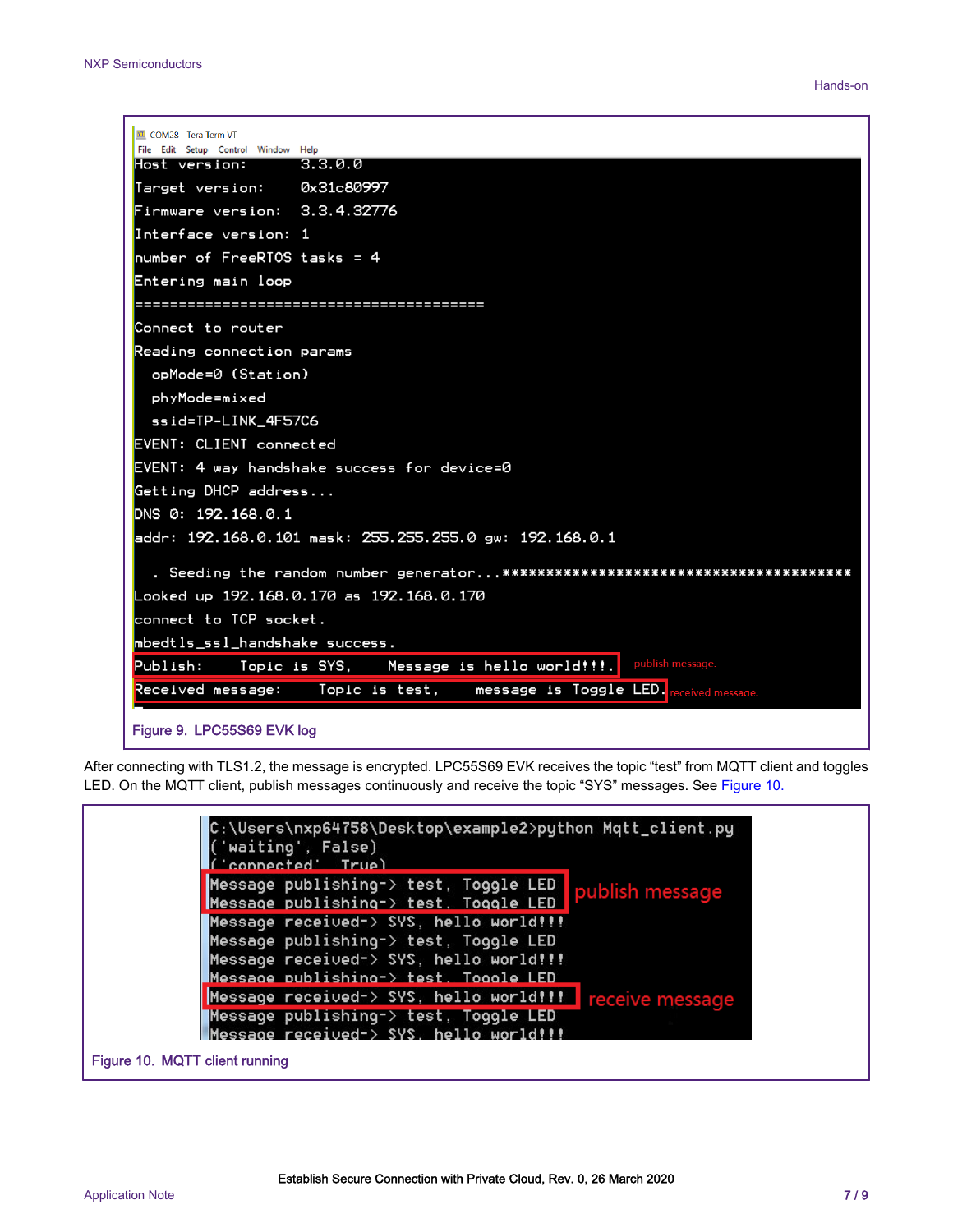```
Host version:      3.3.0.0
Target version:    0x31c80997
Firmware version:  3.3.4.32776
Interface version: 1
number of FreeRTOS tasks = 4
Entering main loop
=========================================
Connect to router
Reading connection params
  opMode=0 (Station)
  phyMode=mixed
  ssid=TP-LINK_4F57C6
EVENT: CLIENT connected
EVENT: 4 way handshake success for device=0
Getting DHCP address...
DNS 0: 192.168.0.1
addr: 192.168.0.101 mask: 255.255.255.0 gw: 192.168.0.1

  . Seeding the random number generator...****************************************
Looked up 192.168.0.170 as 192.168.0.170
connect to TCP socket.
mbedtls_ssl_handshake success.
Publish:    Topic is SYS,    Message is hello world!!!.
Received message:    Topic is test,    message is Toggle LED.
```

publish message.

received message.

Figure 9. LPC55S69 EVK log

After connecting with TLS1.2, the message is encrypted. LPC55S69 EVK receives the topic "test" from MQTT client and toggles LED. On the MQTT client, publish messages continuously and receive the topic "SYS" messages. See Figure 10.

```
C:\Users\nxp64758\Desktop\example2>python Mqtt_client.py
('waiting', False)
('connected', True)
Message publishing-> test, Toggle LED
Message publishing-> test, Toggle LED
Message received-> SYS, hello world!!!
Message publishing-> test, Toggle LED
Message received-> SYS, hello world!!!
Message publishing-> test, Toggle LED
Message received-> SYS, hello world!!!
Message publishing-> test, Toggle LED
Message received-> SYS, hello world!!!
```

publish message

receive message

Figure 10. MQTT client running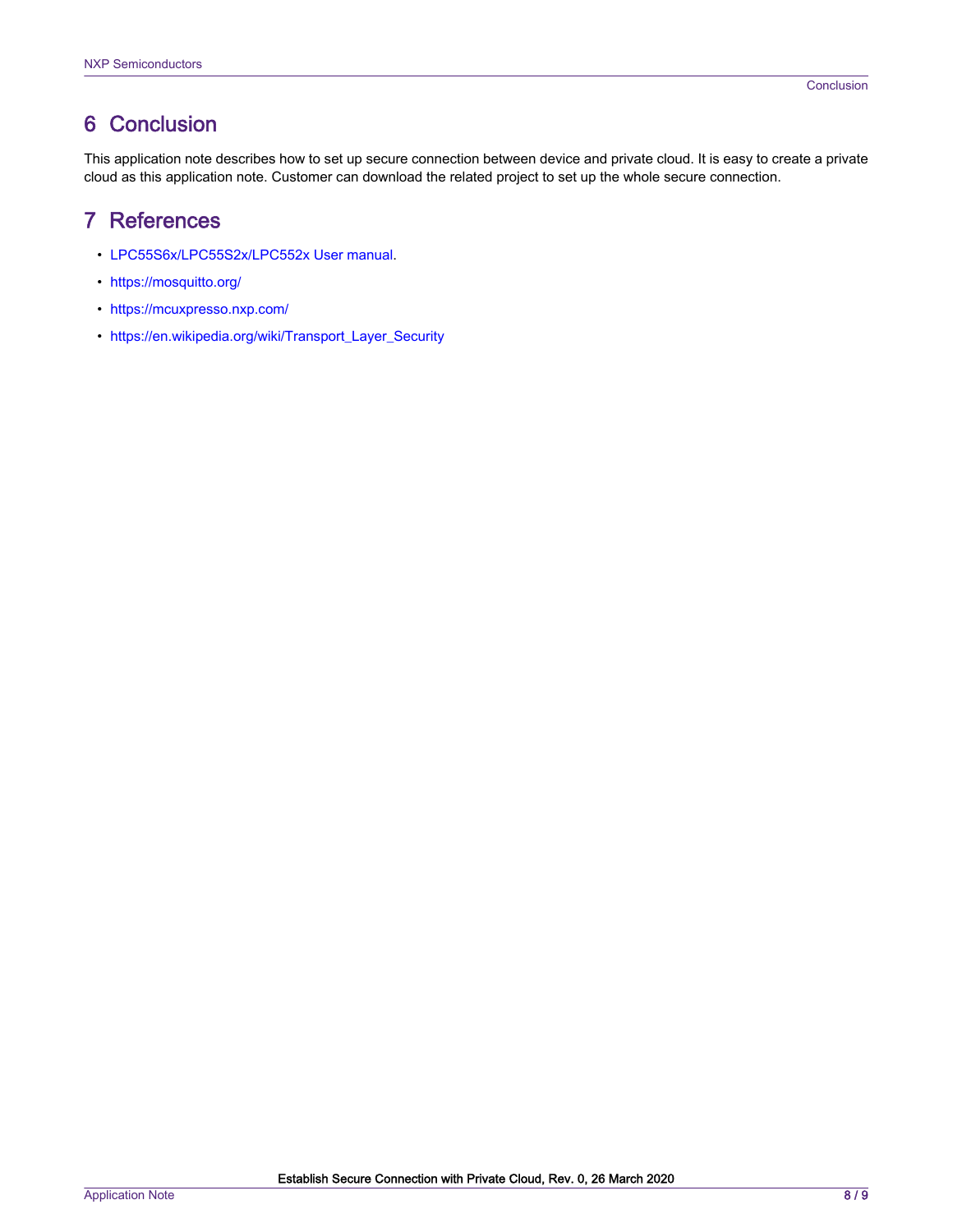# 6 Conclusion

This application note describes how to set up secure connection between device and private cloud. It is easy to create a private cloud as this application note. Customer can download the related project to set up the whole secure connection.

# 7 References

- LPC55S6x/LPC55S2x/LPC552x User manual.
- https://mosquitto.org/
- https://mcuxpresso.nxp.com/
- https://en.wikipedia.org/wiki/Transport_Layer_Security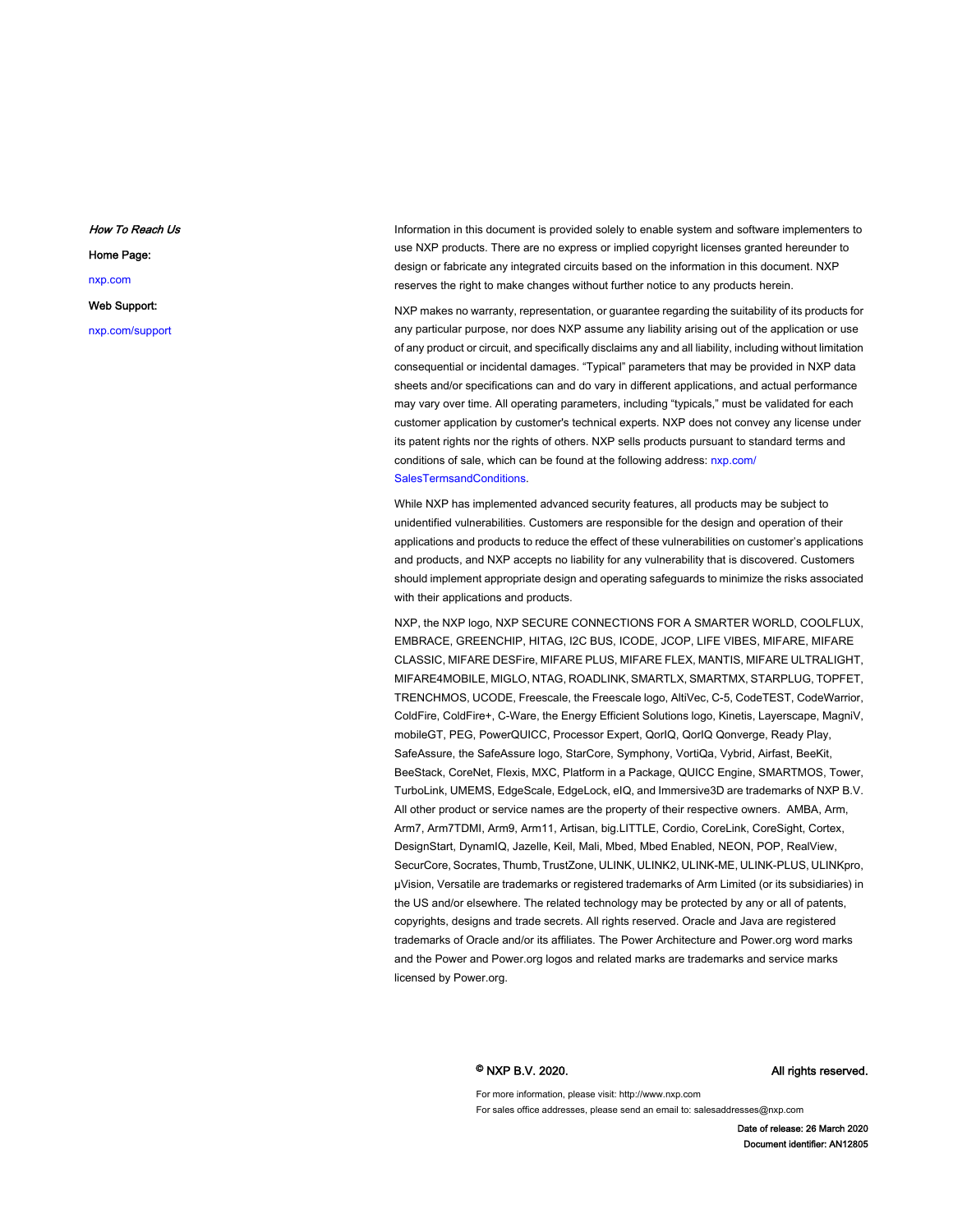*How To Reach Us*

Home Page:

nxp.com

Web Support:

nxp.com/support

Information in this document is provided solely to enable system and software implementers to use NXP products. There are no express or implied copyright licenses granted hereunder to design or fabricate any integrated circuits based on the information in this document. NXP reserves the right to make changes without further notice to any products herein.

NXP makes no warranty, representation, or guarantee regarding the suitability of its products for any particular purpose, nor does NXP assume any liability arising out of the application or use of any product or circuit, and specifically disclaims any and all liability, including without limitation consequential or incidental damages. “Typical” parameters that may be provided in NXP data sheets and/or specifications can and do vary in different applications, and actual performance may vary over time. All operating parameters, including “typicals,” must be validated for each customer application by customer's technical experts. NXP does not convey any license under its patent rights nor the rights of others. NXP sells products pursuant to standard terms and conditions of sale, which can be found at the following address: nxp.com/SalesTermsandConditions.

While NXP has implemented advanced security features, all products may be subject to unidentified vulnerabilities. Customers are responsible for the design and operation of their applications and products to reduce the effect of these vulnerabilities on customer’s applications and products, and NXP accepts no liability for any vulnerability that is discovered. Customers should implement appropriate design and operating safeguards to minimize the risks associated with their applications and products.

NXP, the NXP logo, NXP SECURE CONNECTIONS FOR A SMARTER WORLD, COOLFLUX, EMBRACE, GREENCHIP, HITAG, I2C BUS, ICODE, JCOP, LIFE VIBES, MIFARE, MIFARE CLASSIC, MIFARE DESFire, MIFARE PLUS, MIFARE FLEX, MANTIS, MIFARE ULTRALIGHT, MIFARE4MOBILE, MIGLO, NTAG, ROADLINK, SMARTLX, SMARTMX, STARPLUG, TOPFET, TRENCHMOS, UCODE, Freescale, the Freescale logo, AltiVec, C-5, CodeTEST, CodeWarrior, ColdFire, ColdFire+, C-Ware, the Energy Efficient Solutions logo, Kinetis, Layerscape, MagniV, mobileGT, PEG, PowerQUICC, Processor Expert, QorIQ, QorIQ Qonverge, Ready Play, SafeAssure, the SafeAssure logo, StarCore, Symphony, VortiQa, Vybrid, Airfast, BeeKit, BeeStack, CoreNet, Flexis, MXC, Platform in a Package, QUICC Engine, SMARTMOS, Tower, TurboLink, UMEMS, EdgeScale, EdgeLock, eIQ, and Immersive3D are trademarks of NXP B.V. All other product or service names are the property of their respective owners. AMBA, Arm, Arm7, Arm7TDMI, Arm9, Arm11, Artisan, big.LITTLE, Cordio, CoreLink, CoreSight, Cortex, DesignStart, DynamIQ, Jazelle, Keil, Mali, Mbed, Mbed Enabled, NEON, POP, RealView, SecurCore, Socrates, Thumb, TrustZone, ULINK, ULINK2, ULINK-ME, ULINK-PLUS, ULINKpro, μVision, Versatile are trademarks or registered trademarks of Arm Limited (or its subsidiaries) in the US and/or elsewhere. The related technology may be protected by any or all of patents, copyrights, designs and trade secrets. All rights reserved. Oracle and Java are registered trademarks of Oracle and/or its affiliates. The Power Architecture and Power.org word marks and the Power and Power.org logos and related marks are trademarks and service marks licensed by Power.org.

© NXP B.V. 2020. All rights reserved.

For more information, please visit: http://www.nxp.com
For sales office addresses, please send an email to: salesaddresses@nxp.com

Date of release: 26 March 2020
Document identifier: AN12805